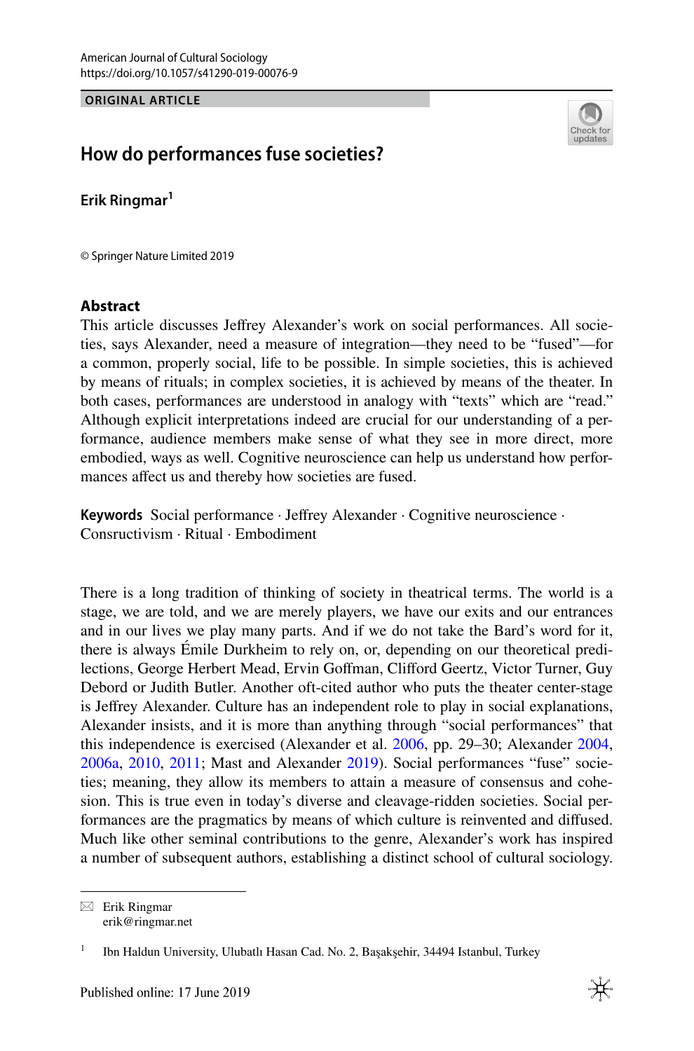American Journal of Cultural Sociology
https://doi.org/10.1057/s41290-019-00076-9

**ORIGINAL ARTICLE**

# How do performances fuse societies?

**Erik Ringmar**[1]

© Springer Nature Limited 2019

## Abstract

This article discusses Jeffrey Alexander's work on social performances. All societies, says Alexander, need a measure of integration—they need to be "fused"—for a common, properly social, life to be possible. In simple societies, this is achieved by means of rituals; in complex societies, it is achieved by means of the theater. In both cases, performances are understood in analogy with "texts" which are "read." Although explicit interpretations indeed are crucial for our understanding of a performance, audience members make sense of what they see in more direct, more embodied, ways as well. Cognitive neuroscience can help us understand how performances affect us and thereby how societies are fused.

**Keywords** Social performance · Jeffrey Alexander · Cognitive neuroscience · Consructivism · Ritual · Embodiment

There is a long tradition of thinking of society in theatrical terms. The world is a stage, we are told, and we are merely players, we have our exits and our entrances and in our lives we play many parts. And if we do not take the Bard's word for it, there is always Émile Durkheim to rely on, or, depending on our theoretical predilections, George Herbert Mead, Ervin Goffman, Clifford Geertz, Victor Turner, Guy Debord or Judith Butler. Another oft-cited author who puts the theater center-stage is Jeffrey Alexander. Culture has an independent role to play in social explanations, Alexander insists, and it is more than anything through "social performances" that this independence is exercised (Alexander et al. 2006, pp. 29–30; Alexander 2004, 2006a, 2010, 2011; Mast and Alexander 2019). Social performances "fuse" societies; meaning, they allow its members to attain a measure of consensus and cohesion. This is true even in today's diverse and cleavage-ridden societies. Social performances are the pragmatics by means of which culture is reinvented and diffused. Much like other seminal contributions to the genre, Alexander's work has inspired a number of subsequent authors, establishing a distinct school of cultural sociology.

---

✉ Erik Ringmar
erik@ringmar.net

[1] Ibn Haldun University, Ulubatlı Hasan Cad. No. 2, Başakşehir, 34494 Istanbul, Turkey

Published online: 17 June 2019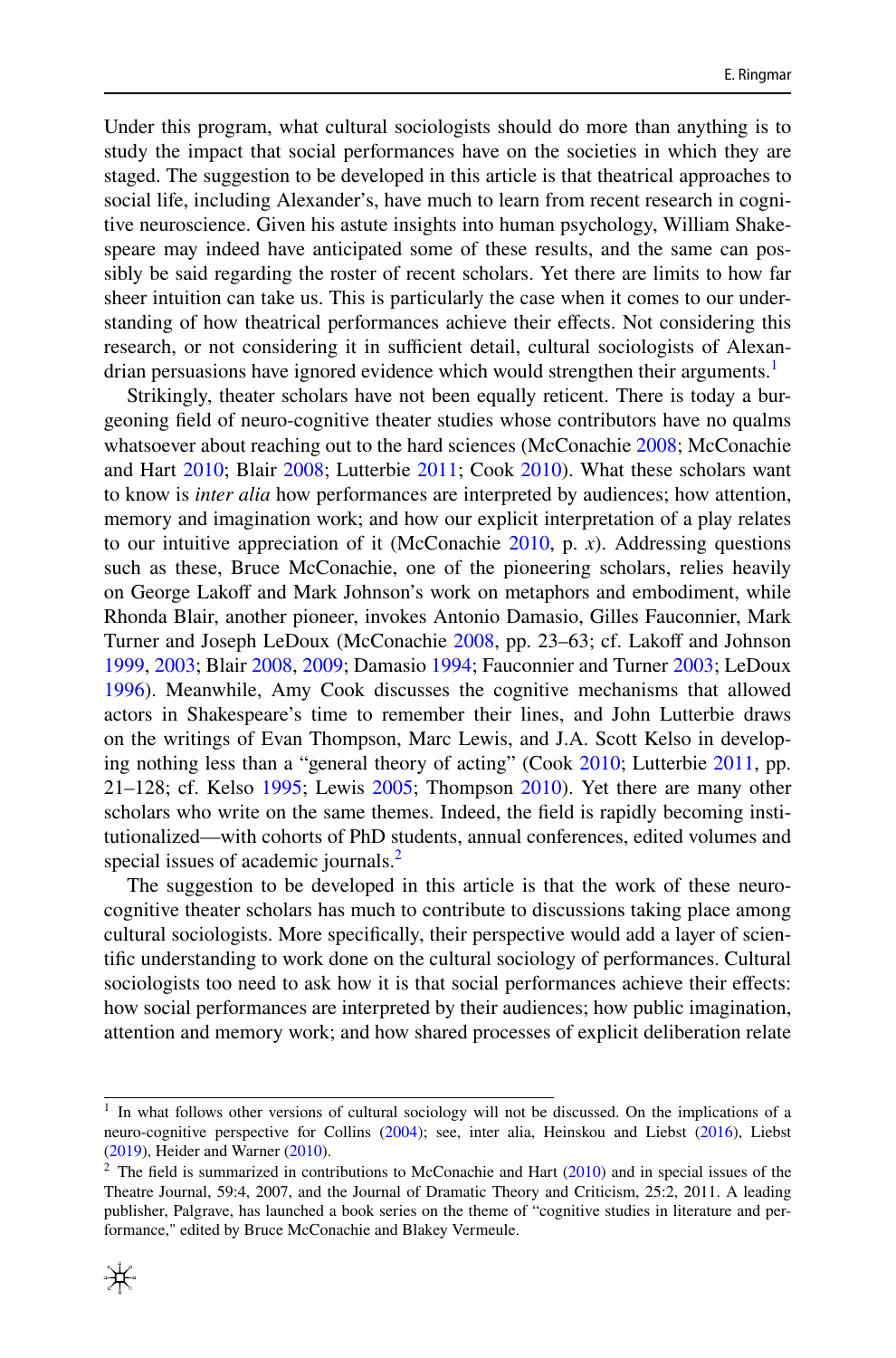Under this program, what cultural sociologists should do more than anything is to study the impact that social performances have on the societies in which they are staged. The suggestion to be developed in this article is that theatrical approaches to social life, including Alexander's, have much to learn from recent research in cognitive neuroscience. Given his astute insights into human psychology, William Shakespeare may indeed have anticipated some of these results, and the same can possibly be said regarding the roster of recent scholars. Yet there are limits to how far sheer intuition can take us. This is particularly the case when it comes to our understanding of how theatrical performances achieve their effects. Not considering this research, or not considering it in sufficient detail, cultural sociologists of Alexandrian persuasions have ignored evidence which would strengthen their arguments.[1]

Strikingly, theater scholars have not been equally reticent. There is today a burgeoning field of neuro-cognitive theater studies whose contributors have no qualms whatsoever about reaching out to the hard sciences (McConachie 2008; McConachie and Hart 2010; Blair 2008; Lutterbie 2011; Cook 2010). What these scholars want to know is *inter alia* how performances are interpreted by audiences; how attention, memory and imagination work; and how our explicit interpretation of a play relates to our intuitive appreciation of it (McConachie 2010, p. *x*). Addressing questions such as these, Bruce McConachie, one of the pioneering scholars, relies heavily on George Lakoff and Mark Johnson's work on metaphors and embodiment, while Rhonda Blair, another pioneer, invokes Antonio Damasio, Gilles Fauconnier, Mark Turner and Joseph LeDoux (McConachie 2008, pp. 23–63; cf. Lakoff and Johnson 1999, 2003; Blair 2008, 2009; Damasio 1994; Fauconnier and Turner 2003; LeDoux 1996). Meanwhile, Amy Cook discusses the cognitive mechanisms that allowed actors in Shakespeare's time to remember their lines, and John Lutterbie draws on the writings of Evan Thompson, Marc Lewis, and J.A. Scott Kelso in developing nothing less than a "general theory of acting" (Cook 2010; Lutterbie 2011, pp. 21–128; cf. Kelso 1995; Lewis 2005; Thompson 2010). Yet there are many other scholars who write on the same themes. Indeed, the field is rapidly becoming institutionalized—with cohorts of PhD students, annual conferences, edited volumes and special issues of academic journals.[2]

The suggestion to be developed in this article is that the work of these neuro-cognitive theater scholars has much to contribute to discussions taking place among cultural sociologists. More specifically, their perspective would add a layer of scientific understanding to work done on the cultural sociology of performances. Cultural sociologists too need to ask how it is that social performances achieve their effects: how social performances are interpreted by their audiences; how public imagination, attention and memory work; and how shared processes of explicit deliberation relate

---

[1] In what follows other versions of cultural sociology will not be discussed. On the implications of a neuro-cognitive perspective for Collins (2004); see, inter alia, Heinskou and Liebst (2016), Liebst (2019), Heider and Warner (2010).

[2] The field is summarized in contributions to McConachie and Hart (2010) and in special issues of the Theatre Journal, 59:4, 2007, and the Journal of Dramatic Theory and Criticism, 25:2, 2011. A leading publisher, Palgrave, has launched a book series on the theme of "cognitive studies in literature and performance," edited by Bruce McConachie and Blakey Vermeule.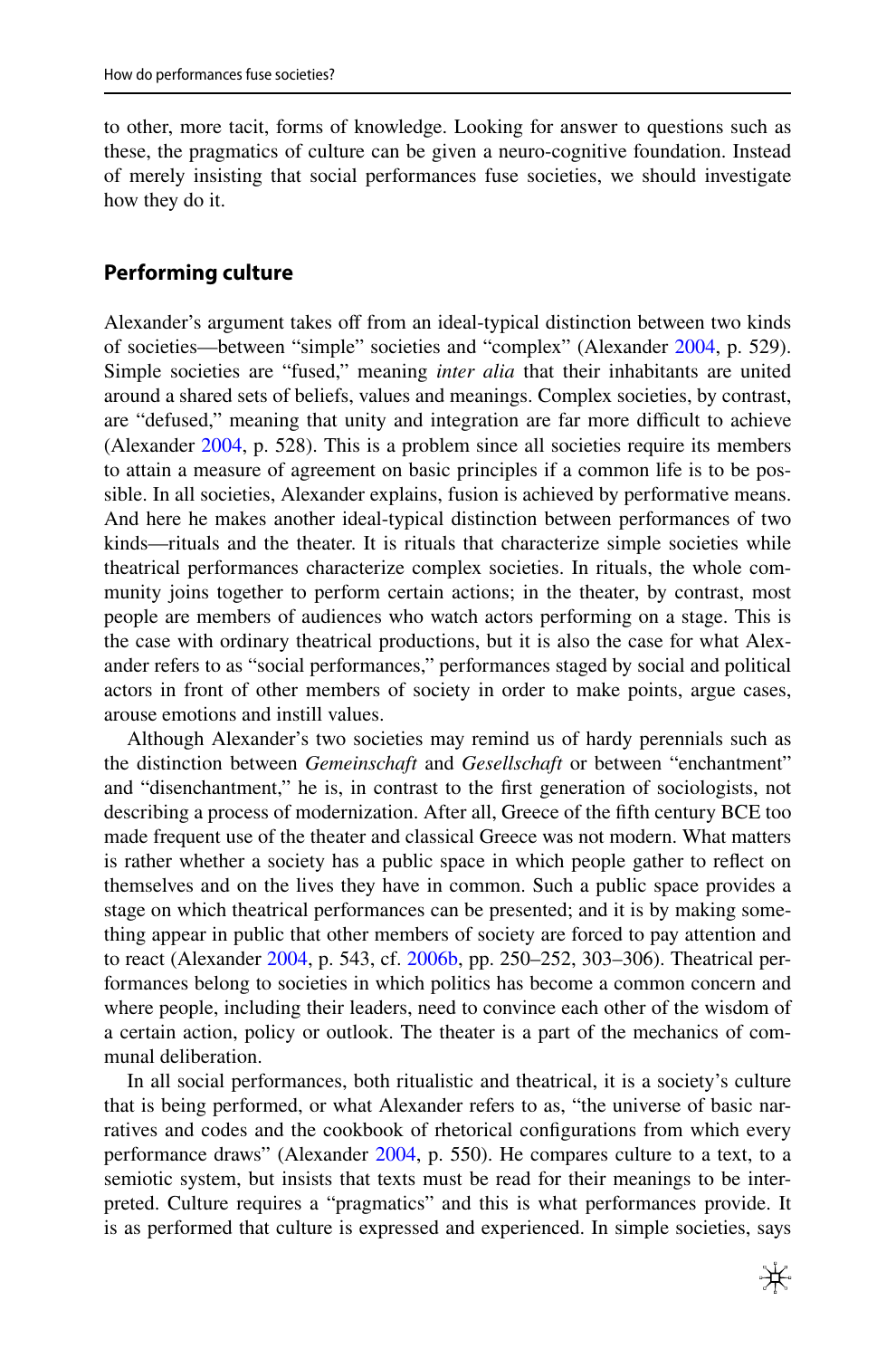to other, more tacit, forms of knowledge. Looking for answer to questions such as these, the pragmatics of culture can be given a neuro-cognitive foundation. Instead of merely insisting that social performances fuse societies, we should investigate how they do it.

## Performing culture

Alexander's argument takes off from an ideal-typical distinction between two kinds of societies—between "simple" societies and "complex" (Alexander 2004, p. 529). Simple societies are "fused," meaning *inter alia* that their inhabitants are united around a shared sets of beliefs, values and meanings. Complex societies, by contrast, are "defused," meaning that unity and integration are far more difficult to achieve (Alexander 2004, p. 528). This is a problem since all societies require its members to attain a measure of agreement on basic principles if a common life is to be possible. In all societies, Alexander explains, fusion is achieved by performative means. And here he makes another ideal-typical distinction between performances of two kinds—rituals and the theater. It is rituals that characterize simple societies while theatrical performances characterize complex societies. In rituals, the whole community joins together to perform certain actions; in the theater, by contrast, most people are members of audiences who watch actors performing on a stage. This is the case with ordinary theatrical productions, but it is also the case for what Alexander refers to as "social performances," performances staged by social and political actors in front of other members of society in order to make points, argue cases, arouse emotions and instill values.

Although Alexander's two societies may remind us of hardy perennials such as the distinction between *Gemeinschaft* and *Gesellschaft* or between "enchantment" and "disenchantment," he is, in contrast to the first generation of sociologists, not describing a process of modernization. After all, Greece of the fifth century BCE too made frequent use of the theater and classical Greece was not modern. What matters is rather whether a society has a public space in which people gather to reflect on themselves and on the lives they have in common. Such a public space provides a stage on which theatrical performances can be presented; and it is by making something appear in public that other members of society are forced to pay attention and to react (Alexander 2004, p. 543, cf. 2006b, pp. 250–252, 303–306). Theatrical performances belong to societies in which politics has become a common concern and where people, including their leaders, need to convince each other of the wisdom of a certain action, policy or outlook. The theater is a part of the mechanics of communal deliberation.

In all social performances, both ritualistic and theatrical, it is a society's culture that is being performed, or what Alexander refers to as, "the universe of basic narratives and codes and the cookbook of rhetorical configurations from which every performance draws" (Alexander 2004, p. 550). He compares culture to a text, to a semiotic system, but insists that texts must be read for their meanings to be interpreted. Culture requires a "pragmatics" and this is what performances provide. It is as performed that culture is expressed and experienced. In simple societies, says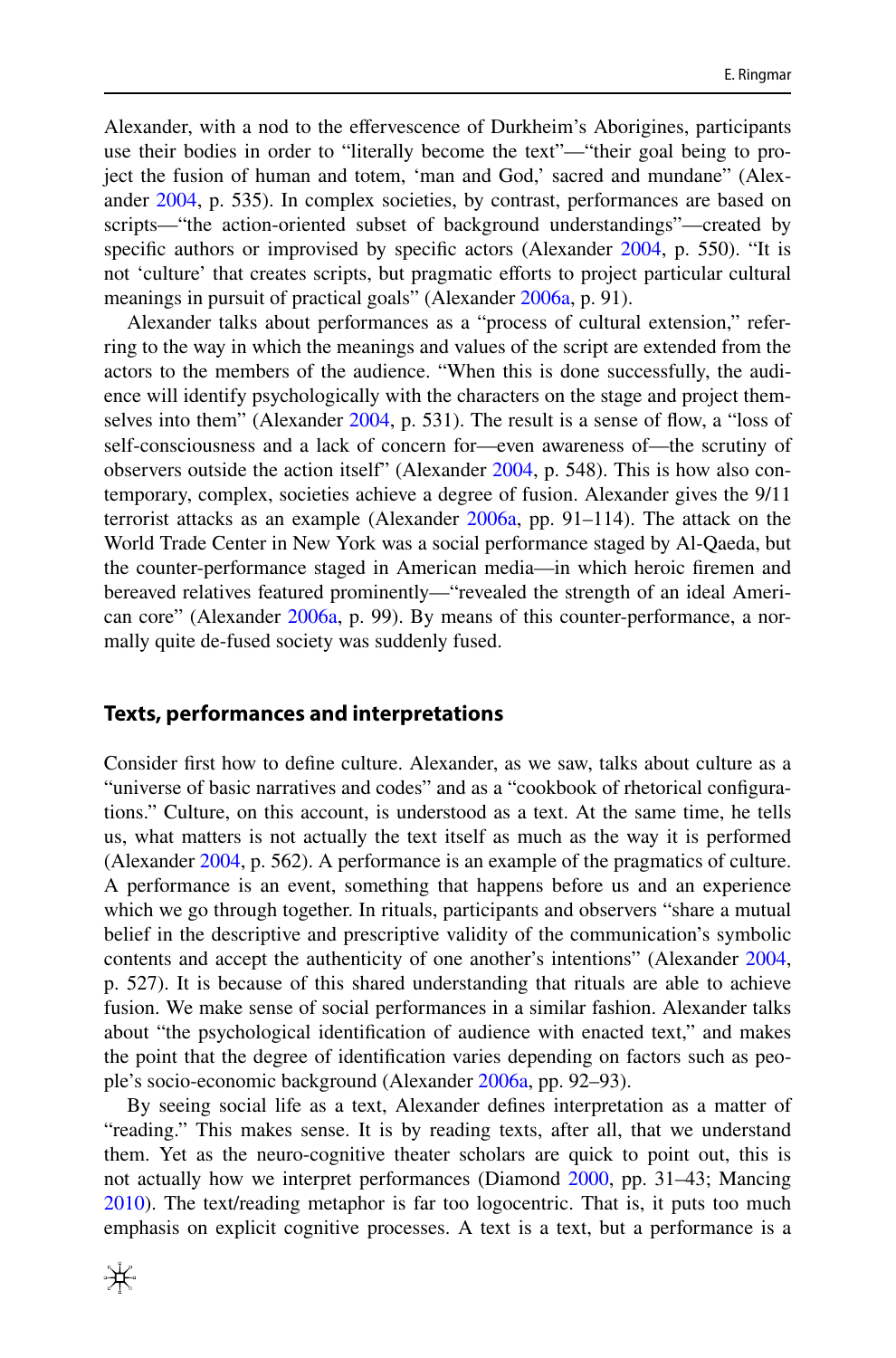Alexander, with a nod to the effervescence of Durkheim's Aborigines, participants use their bodies in order to "literally become the text"—"their goal being to project the fusion of human and totem, 'man and God,' sacred and mundane" (Alexander 2004, p. 535). In complex societies, by contrast, performances are based on scripts—"the action-oriented subset of background understandings"—created by specific authors or improvised by specific actors (Alexander 2004, p. 550). "It is not 'culture' that creates scripts, but pragmatic efforts to project particular cultural meanings in pursuit of practical goals" (Alexander 2006a, p. 91).

Alexander talks about performances as a "process of cultural extension," referring to the way in which the meanings and values of the script are extended from the actors to the members of the audience. "When this is done successfully, the audience will identify psychologically with the characters on the stage and project themselves into them" (Alexander 2004, p. 531). The result is a sense of flow, a "loss of self-consciousness and a lack of concern for—even awareness of—the scrutiny of observers outside the action itself" (Alexander 2004, p. 548). This is how also contemporary, complex, societies achieve a degree of fusion. Alexander gives the 9/11 terrorist attacks as an example (Alexander 2006a, pp. 91–114). The attack on the World Trade Center in New York was a social performance staged by Al-Qaeda, but the counter-performance staged in American media—in which heroic firemen and bereaved relatives featured prominently—"revealed the strength of an ideal American core" (Alexander 2006a, p. 99). By means of this counter-performance, a normally quite de-fused society was suddenly fused.

## Texts, performances and interpretations

Consider first how to define culture. Alexander, as we saw, talks about culture as a "universe of basic narratives and codes" and as a "cookbook of rhetorical configurations." Culture, on this account, is understood as a text. At the same time, he tells us, what matters is not actually the text itself as much as the way it is performed (Alexander 2004, p. 562). A performance is an example of the pragmatics of culture. A performance is an event, something that happens before us and an experience which we go through together. In rituals, participants and observers "share a mutual belief in the descriptive and prescriptive validity of the communication's symbolic contents and accept the authenticity of one another's intentions" (Alexander 2004, p. 527). It is because of this shared understanding that rituals are able to achieve fusion. We make sense of social performances in a similar fashion. Alexander talks about "the psychological identification of audience with enacted text," and makes the point that the degree of identification varies depending on factors such as people's socio-economic background (Alexander 2006a, pp. 92–93).

By seeing social life as a text, Alexander defines interpretation as a matter of "reading." This makes sense. It is by reading texts, after all, that we understand them. Yet as the neuro-cognitive theater scholars are quick to point out, this is not actually how we interpret performances (Diamond 2000, pp. 31–43; Mancing 2010). The text/reading metaphor is far too logocentric. That is, it puts too much emphasis on explicit cognitive processes. A text is a text, but a performance is a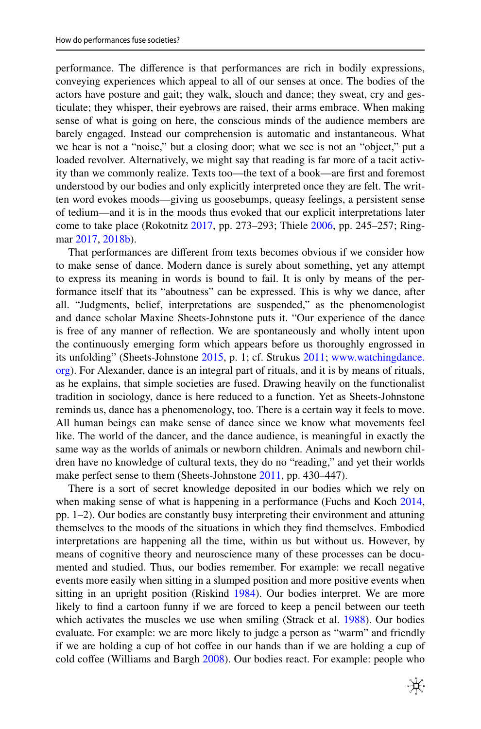performance. The difference is that performances are rich in bodily expressions, conveying experiences which appeal to all of our senses at once. The bodies of the actors have posture and gait; they walk, slouch and dance; they sweat, cry and gesticulate; they whisper, their eyebrows are raised, their arms embrace. When making sense of what is going on here, the conscious minds of the audience members are barely engaged. Instead our comprehension is automatic and instantaneous. What we hear is not a "noise," but a closing door; what we see is not an "object," put a loaded revolver. Alternatively, we might say that reading is far more of a tacit activity than we commonly realize. Texts too—the text of a book—are first and foremost understood by our bodies and only explicitly interpreted once they are felt. The written word evokes moods—giving us goosebumps, queasy feelings, a persistent sense of tedium—and it is in the moods thus evoked that our explicit interpretations later come to take place (Rokotnitz 2017, pp. 273–293; Thiele 2006, pp. 245–257; Ringmar 2017, 2018b).

That performances are different from texts becomes obvious if we consider how to make sense of dance. Modern dance is surely about something, yet any attempt to express its meaning in words is bound to fail. It is only by means of the performance itself that its "aboutness" can be expressed. This is why we dance, after all. "Judgments, belief, interpretations are suspended," as the phenomenologist and dance scholar Maxine Sheets-Johnstone puts it. "Our experience of the dance is free of any manner of reflection. We are spontaneously and wholly intent upon the continuously emerging form which appears before us thoroughly engrossed in its unfolding" (Sheets-Johnstone 2015, p. 1; cf. Strukus 2011; www.watchingdance.org). For Alexander, dance is an integral part of rituals, and it is by means of rituals, as he explains, that simple societies are fused. Drawing heavily on the functionalist tradition in sociology, dance is here reduced to a function. Yet as Sheets-Johnstone reminds us, dance has a phenomenology, too. There is a certain way it feels to move. All human beings can make sense of dance since we know what movements feel like. The world of the dancer, and the dance audience, is meaningful in exactly the same way as the worlds of animals or newborn children. Animals and newborn children have no knowledge of cultural texts, they do no "reading," and yet their worlds make perfect sense to them (Sheets-Johnstone 2011, pp. 430–447).

There is a sort of secret knowledge deposited in our bodies which we rely on when making sense of what is happening in a performance (Fuchs and Koch 2014, pp. 1–2). Our bodies are constantly busy interpreting their environment and attuning themselves to the moods of the situations in which they find themselves. Embodied interpretations are happening all the time, within us but without us. However, by means of cognitive theory and neuroscience many of these processes can be documented and studied. Thus, our bodies remember. For example: we recall negative events more easily when sitting in a slumped position and more positive events when sitting in an upright position (Riskind 1984). Our bodies interpret. We are more likely to find a cartoon funny if we are forced to keep a pencil between our teeth which activates the muscles we use when smiling (Strack et al. 1988). Our bodies evaluate. For example: we are more likely to judge a person as "warm" and friendly if we are holding a cup of hot coffee in our hands than if we are holding a cup of cold coffee (Williams and Bargh 2008). Our bodies react. For example: people who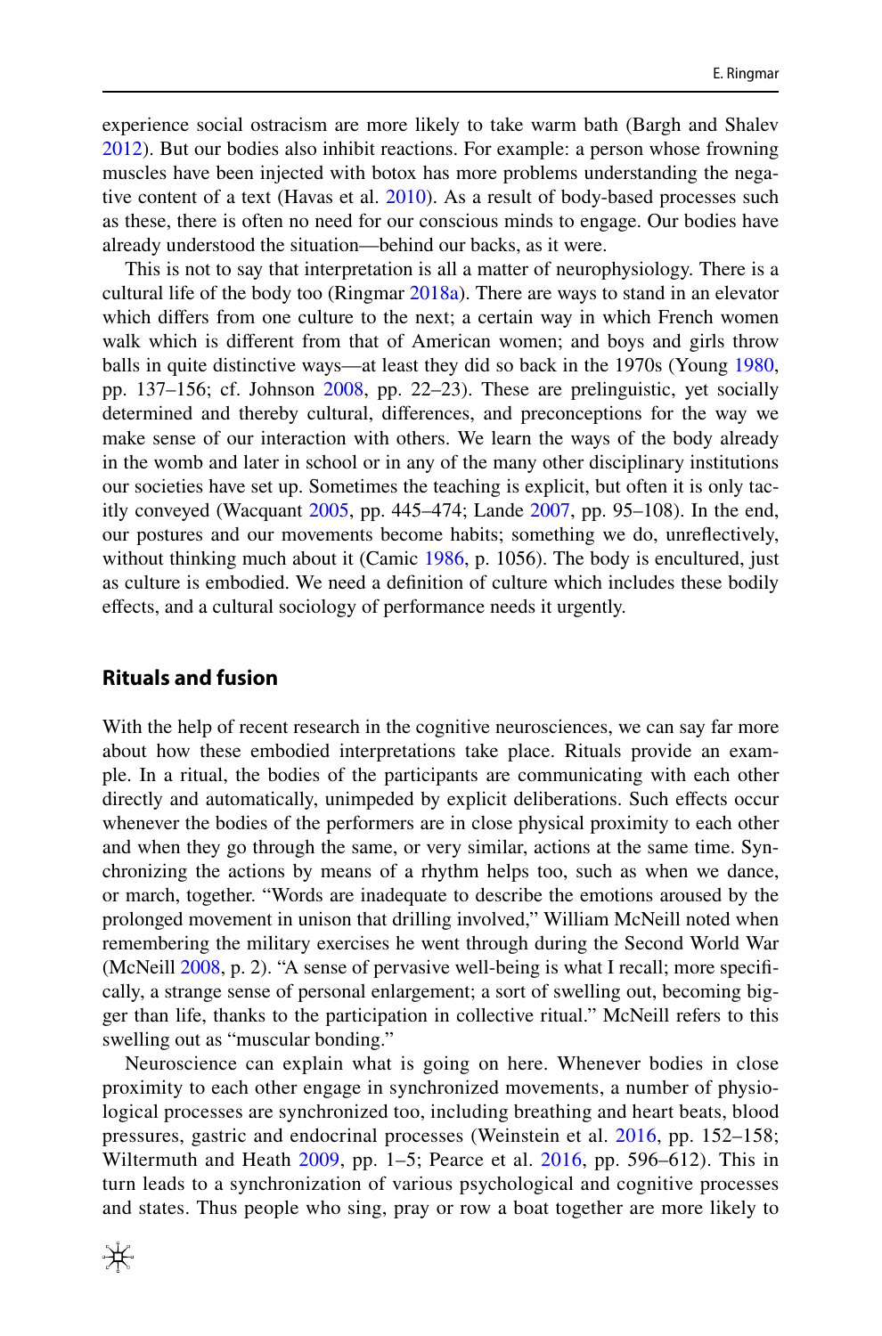experience social ostracism are more likely to take warm bath (Bargh and Shalev 2012). But our bodies also inhibit reactions. For example: a person whose frowning muscles have been injected with botox has more problems understanding the negative content of a text (Havas et al. 2010). As a result of body-based processes such as these, there is often no need for our conscious minds to engage. Our bodies have already understood the situation—behind our backs, as it were.

This is not to say that interpretation is all a matter of neurophysiology. There is a cultural life of the body too (Ringmar 2018a). There are ways to stand in an elevator which differs from one culture to the next; a certain way in which French women walk which is different from that of American women; and boys and girls throw balls in quite distinctive ways—at least they did so back in the 1970s (Young 1980, pp. 137–156; cf. Johnson 2008, pp. 22–23). These are prelinguistic, yet socially determined and thereby cultural, differences, and preconceptions for the way we make sense of our interaction with others. We learn the ways of the body already in the womb and later in school or in any of the many other disciplinary institutions our societies have set up. Sometimes the teaching is explicit, but often it is only tacitly conveyed (Wacquant 2005, pp. 445–474; Lande 2007, pp. 95–108). In the end, our postures and our movements become habits; something we do, unreflectively, without thinking much about it (Camic 1986, p. 1056). The body is encultured, just as culture is embodied. We need a definition of culture which includes these bodily effects, and a cultural sociology of performance needs it urgently.

## Rituals and fusion

With the help of recent research in the cognitive neurosciences, we can say far more about how these embodied interpretations take place. Rituals provide an example. In a ritual, the bodies of the participants are communicating with each other directly and automatically, unimpeded by explicit deliberations. Such effects occur whenever the bodies of the performers are in close physical proximity to each other and when they go through the same, or very similar, actions at the same time. Synchronizing the actions by means of a rhythm helps too, such as when we dance, or march, together. "Words are inadequate to describe the emotions aroused by the prolonged movement in unison that drilling involved," William McNeill noted when remembering the military exercises he went through during the Second World War (McNeill 2008, p. 2). "A sense of pervasive well-being is what I recall; more specifically, a strange sense of personal enlargement; a sort of swelling out, becoming bigger than life, thanks to the participation in collective ritual." McNeill refers to this swelling out as "muscular bonding."

Neuroscience can explain what is going on here. Whenever bodies in close proximity to each other engage in synchronized movements, a number of physiological processes are synchronized too, including breathing and heart beats, blood pressures, gastric and endocrinal processes (Weinstein et al. 2016, pp. 152–158; Wiltermuth and Heath 2009, pp. 1–5; Pearce et al. 2016, pp. 596–612). This in turn leads to a synchronization of various psychological and cognitive processes and states. Thus people who sing, pray or row a boat together are more likely to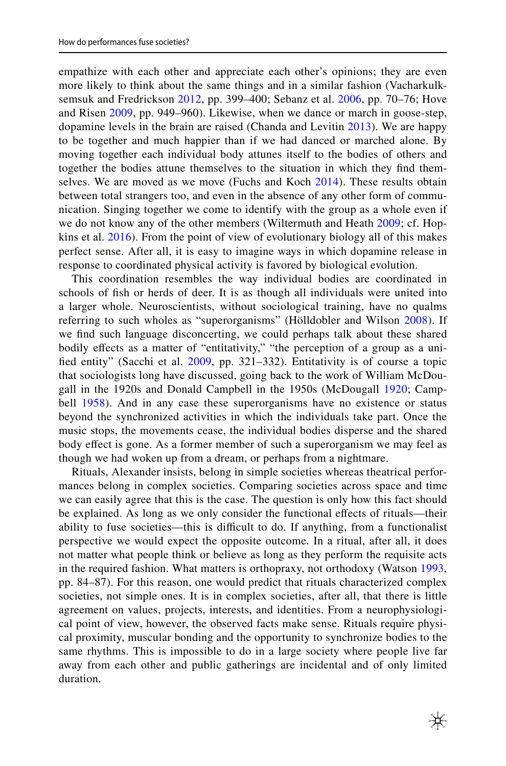empathize with each other and appreciate each other's opinions; they are even more likely to think about the same things and in a similar fashion (Vacharkulksemsuk and Fredrickson 2012, pp. 399–400; Sebanz et al. 2006, pp. 70–76; Hove and Risen 2009, pp. 949–960). Likewise, when we dance or march in goose-step, dopamine levels in the brain are raised (Chanda and Levitin 2013). We are happy to be together and much happier than if we had danced or marched alone. By moving together each individual body attunes itself to the bodies of others and together the bodies attune themselves to the situation in which they find themselves. We are moved as we move (Fuchs and Koch 2014). These results obtain between total strangers too, and even in the absence of any other form of communication. Singing together we come to identify with the group as a whole even if we do not know any of the other members (Wiltermuth and Heath 2009; cf. Hopkins et al. 2016). From the point of view of evolutionary biology all of this makes perfect sense. After all, it is easy to imagine ways in which dopamine release in response to coordinated physical activity is favored by biological evolution.

This coordination resembles the way individual bodies are coordinated in schools of fish or herds of deer. It is as though all individuals were united into a larger whole. Neuroscientists, without sociological training, have no qualms referring to such wholes as "superorganisms" (Hölldobler and Wilson 2008). If we find such language disconcerting, we could perhaps talk about these shared bodily effects as a matter of "entitativity," "the perception of a group as a unified entity" (Sacchi et al. 2009, pp. 321–332). Entitativity is of course a topic that sociologists long have discussed, going back to the work of William McDougall in the 1920s and Donald Campbell in the 1950s (McDougall 1920; Campbell 1958). And in any case these superorganisms have no existence or status beyond the synchronized activities in which the individuals take part. Once the music stops, the movements cease, the individual bodies disperse and the shared body effect is gone. As a former member of such a superorganism we may feel as though we had woken up from a dream, or perhaps from a nightmare.

Rituals, Alexander insists, belong in simple societies whereas theatrical performances belong in complex societies. Comparing societies across space and time we can easily agree that this is the case. The question is only how this fact should be explained. As long as we only consider the functional effects of rituals—their ability to fuse societies—this is difficult to do. If anything, from a functionalist perspective we would expect the opposite outcome. In a ritual, after all, it does not matter what people think or believe as long as they perform the requisite acts in the required fashion. What matters is orthopraxy, not orthodoxy (Watson 1993, pp. 84–87). For this reason, one would predict that rituals characterized complex societies, not simple ones. It is in complex societies, after all, that there is little agreement on values, projects, interests, and identities. From a neurophysiological point of view, however, the observed facts make sense. Rituals require physical proximity, muscular bonding and the opportunity to synchronize bodies to the same rhythms. This is impossible to do in a large society where people live far away from each other and public gatherings are incidental and of only limited duration.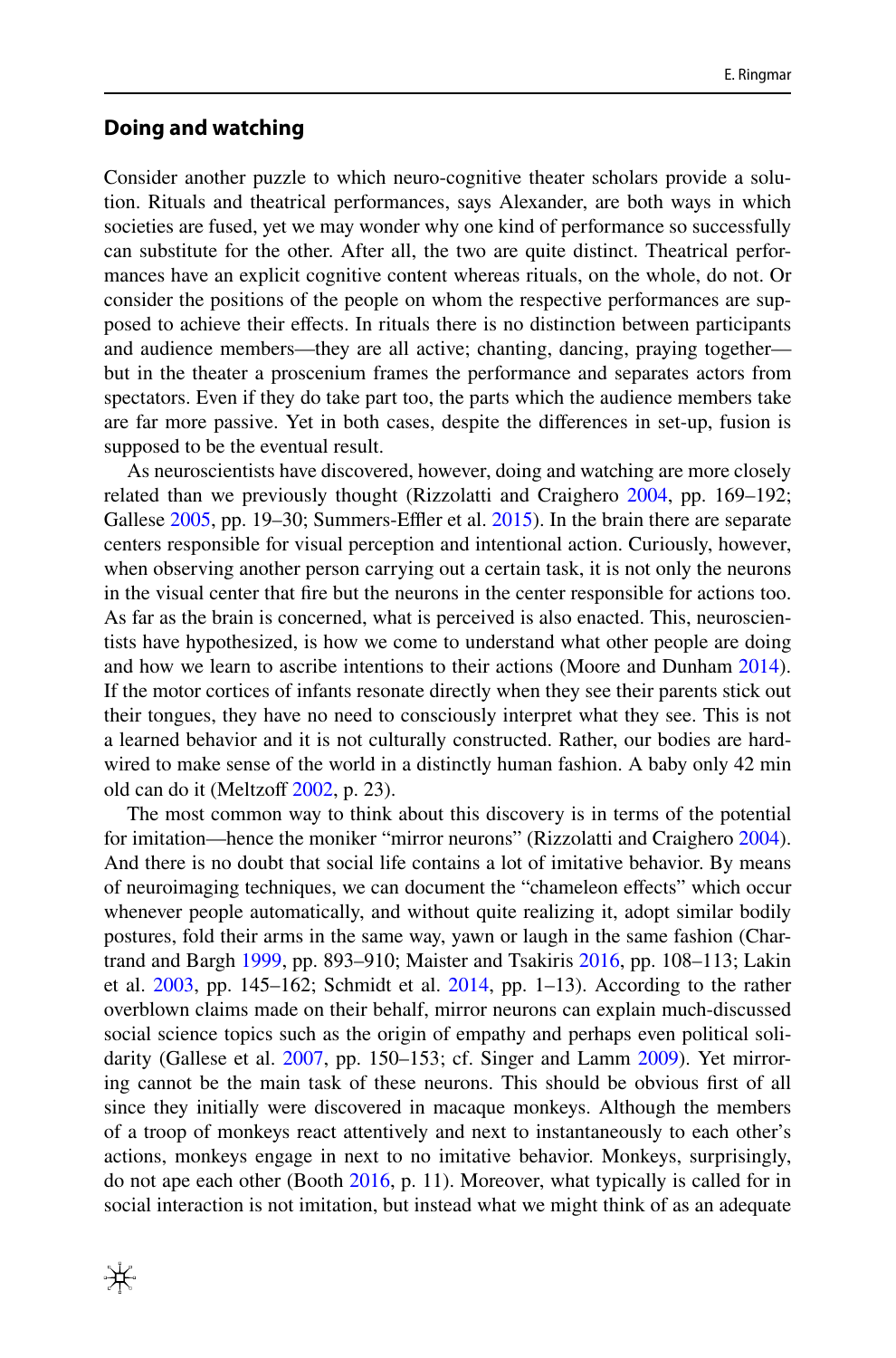## Doing and watching

Consider another puzzle to which neuro-cognitive theater scholars provide a solution. Rituals and theatrical performances, says Alexander, are both ways in which societies are fused, yet we may wonder why one kind of performance so successfully can substitute for the other. After all, the two are quite distinct. Theatrical performances have an explicit cognitive content whereas rituals, on the whole, do not. Or consider the positions of the people on whom the respective performances are supposed to achieve their effects. In rituals there is no distinction between participants and audience members—they are all active; chanting, dancing, praying together—but in the theater a proscenium frames the performance and separates actors from spectators. Even if they do take part too, the parts which the audience members take are far more passive. Yet in both cases, despite the differences in set-up, fusion is supposed to be the eventual result.

As neuroscientists have discovered, however, doing and watching are more closely related than we previously thought (Rizzolatti and Craighero 2004, pp. 169–192; Gallese 2005, pp. 19–30; Summers-Effler et al. 2015). In the brain there are separate centers responsible for visual perception and intentional action. Curiously, however, when observing another person carrying out a certain task, it is not only the neurons in the visual center that fire but the neurons in the center responsible for actions too. As far as the brain is concerned, what is perceived is also enacted. This, neuroscientists have hypothesized, is how we come to understand what other people are doing and how we learn to ascribe intentions to their actions (Moore and Dunham 2014). If the motor cortices of infants resonate directly when they see their parents stick out their tongues, they have no need to consciously interpret what they see. This is not a learned behavior and it is not culturally constructed. Rather, our bodies are hardwired to make sense of the world in a distinctly human fashion. A baby only 42 min old can do it (Meltzoff 2002, p. 23).

The most common way to think about this discovery is in terms of the potential for imitation—hence the moniker "mirror neurons" (Rizzolatti and Craighero 2004). And there is no doubt that social life contains a lot of imitative behavior. By means of neuroimaging techniques, we can document the "chameleon effects" which occur whenever people automatically, and without quite realizing it, adopt similar bodily postures, fold their arms in the same way, yawn or laugh in the same fashion (Chartrand and Bargh 1999, pp. 893–910; Maister and Tsakiris 2016, pp. 108–113; Lakin et al. 2003, pp. 145–162; Schmidt et al. 2014, pp. 1–13). According to the rather overblown claims made on their behalf, mirror neurons can explain much-discussed social science topics such as the origin of empathy and perhaps even political solidarity (Gallese et al. 2007, pp. 150–153; cf. Singer and Lamm 2009). Yet mirroring cannot be the main task of these neurons. This should be obvious first of all since they initially were discovered in macaque monkeys. Although the members of a troop of monkeys react attentively and next to instantaneously to each other's actions, monkeys engage in next to no imitative behavior. Monkeys, surprisingly, do not ape each other (Booth 2016, p. 11). Moreover, what typically is called for in social interaction is not imitation, but instead what we might think of as an adequate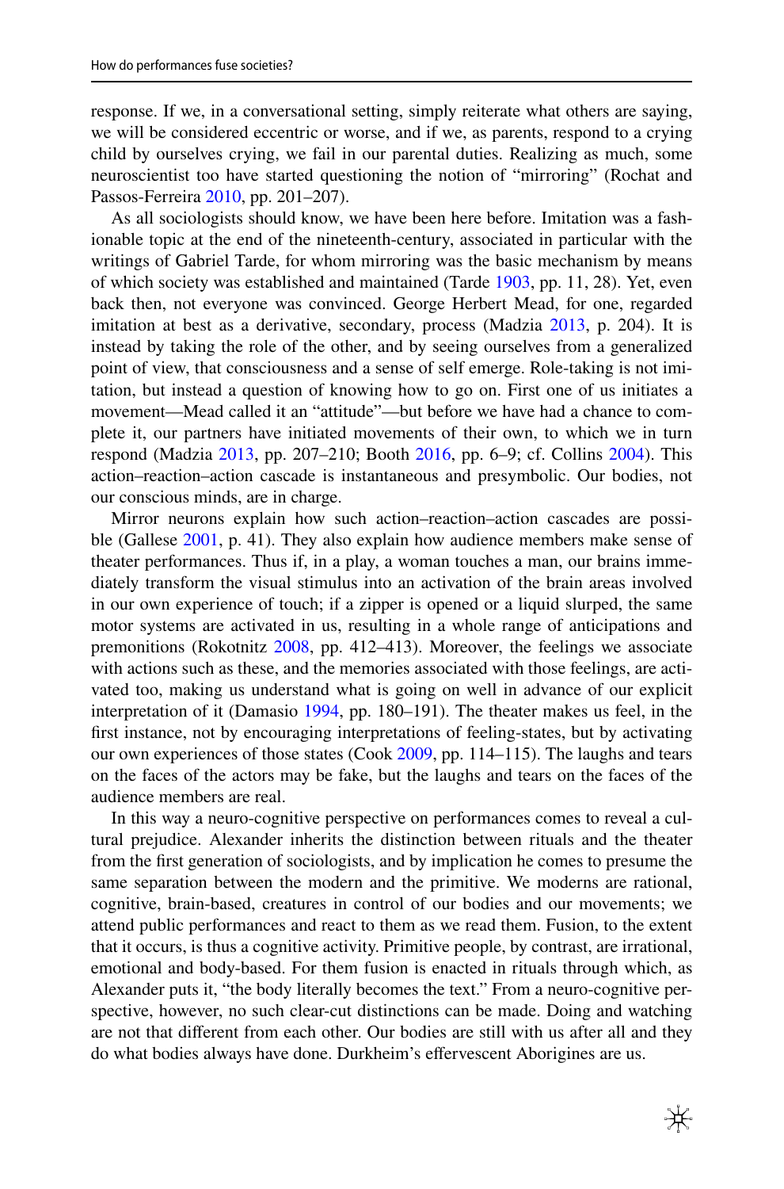response. If we, in a conversational setting, simply reiterate what others are saying, we will be considered eccentric or worse, and if we, as parents, respond to a crying child by ourselves crying, we fail in our parental duties. Realizing as much, some neuroscientist too have started questioning the notion of "mirroring" (Rochat and Passos-Ferreira 2010, pp. 201–207).

As all sociologists should know, we have been here before. Imitation was a fashionable topic at the end of the nineteenth-century, associated in particular with the writings of Gabriel Tarde, for whom mirroring was the basic mechanism by means of which society was established and maintained (Tarde 1903, pp. 11, 28). Yet, even back then, not everyone was convinced. George Herbert Mead, for one, regarded imitation at best as a derivative, secondary, process (Madzia 2013, p. 204). It is instead by taking the role of the other, and by seeing ourselves from a generalized point of view, that consciousness and a sense of self emerge. Role-taking is not imitation, but instead a question of knowing how to go on. First one of us initiates a movement—Mead called it an "attitude"—but before we have had a chance to complete it, our partners have initiated movements of their own, to which we in turn respond (Madzia 2013, pp. 207–210; Booth 2016, pp. 6–9; cf. Collins 2004). This action–reaction–action cascade is instantaneous and presymbolic. Our bodies, not our conscious minds, are in charge.

Mirror neurons explain how such action–reaction–action cascades are possible (Gallese 2001, p. 41). They also explain how audience members make sense of theater performances. Thus if, in a play, a woman touches a man, our brains immediately transform the visual stimulus into an activation of the brain areas involved in our own experience of touch; if a zipper is opened or a liquid slurped, the same motor systems are activated in us, resulting in a whole range of anticipations and premonitions (Rokotnitz 2008, pp. 412–413). Moreover, the feelings we associate with actions such as these, and the memories associated with those feelings, are activated too, making us understand what is going on well in advance of our explicit interpretation of it (Damasio 1994, pp. 180–191). The theater makes us feel, in the first instance, not by encouraging interpretations of feeling-states, but by activating our own experiences of those states (Cook 2009, pp. 114–115). The laughs and tears on the faces of the actors may be fake, but the laughs and tears on the faces of the audience members are real.

In this way a neuro-cognitive perspective on performances comes to reveal a cultural prejudice. Alexander inherits the distinction between rituals and the theater from the first generation of sociologists, and by implication he comes to presume the same separation between the modern and the primitive. We moderns are rational, cognitive, brain-based, creatures in control of our bodies and our movements; we attend public performances and react to them as we read them. Fusion, to the extent that it occurs, is thus a cognitive activity. Primitive people, by contrast, are irrational, emotional and body-based. For them fusion is enacted in rituals through which, as Alexander puts it, "the body literally becomes the text." From a neuro-cognitive perspective, however, no such clear-cut distinctions can be made. Doing and watching are not that different from each other. Our bodies are still with us after all and they do what bodies always have done. Durkheim's effervescent Aborigines are us.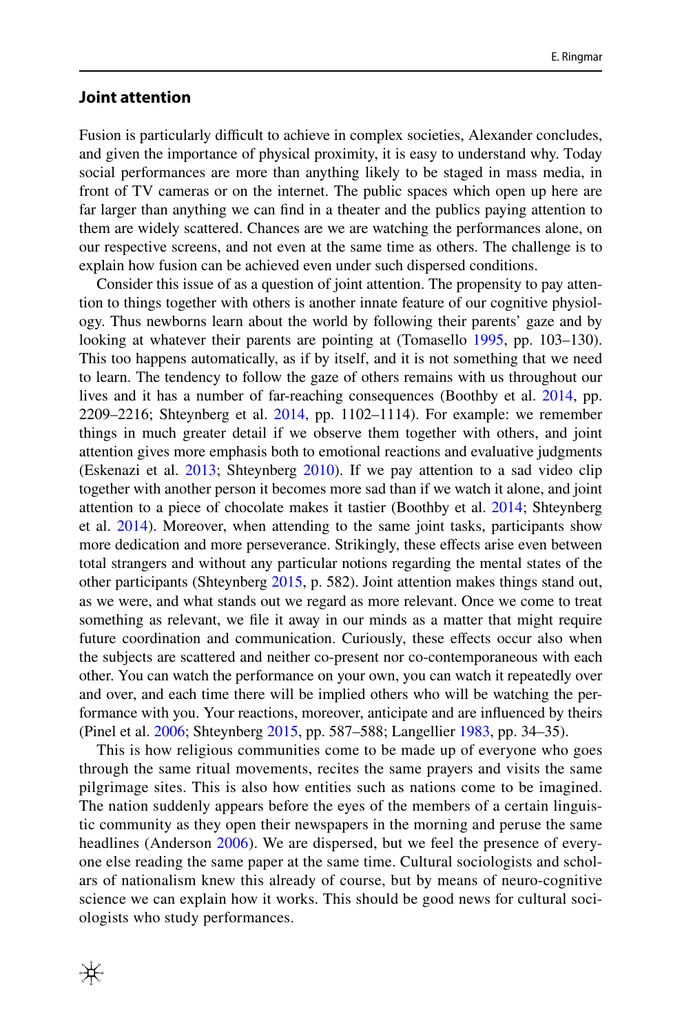## Joint attention

Fusion is particularly difficult to achieve in complex societies, Alexander concludes, and given the importance of physical proximity, it is easy to understand why. Today social performances are more than anything likely to be staged in mass media, in front of TV cameras or on the internet. The public spaces which open up here are far larger than anything we can find in a theater and the publics paying attention to them are widely scattered. Chances are we are watching the performances alone, on our respective screens, and not even at the same time as others. The challenge is to explain how fusion can be achieved even under such dispersed conditions.

Consider this issue of as a question of joint attention. The propensity to pay attention to things together with others is another innate feature of our cognitive physiology. Thus newborns learn about the world by following their parents' gaze and by looking at whatever their parents are pointing at (Tomasello 1995, pp. 103–130). This too happens automatically, as if by itself, and it is not something that we need to learn. The tendency to follow the gaze of others remains with us throughout our lives and it has a number of far-reaching consequences (Boothby et al. 2014, pp. 2209–2216; Shteynberg et al. 2014, pp. 1102–1114). For example: we remember things in much greater detail if we observe them together with others, and joint attention gives more emphasis both to emotional reactions and evaluative judgments (Eskenazi et al. 2013; Shteynberg 2010). If we pay attention to a sad video clip together with another person it becomes more sad than if we watch it alone, and joint attention to a piece of chocolate makes it tastier (Boothby et al. 2014; Shteynberg et al. 2014). Moreover, when attending to the same joint tasks, participants show more dedication and more perseverance. Strikingly, these effects arise even between total strangers and without any particular notions regarding the mental states of the other participants (Shteynberg 2015, p. 582). Joint attention makes things stand out, as we were, and what stands out we regard as more relevant. Once we come to treat something as relevant, we file it away in our minds as a matter that might require future coordination and communication. Curiously, these effects occur also when the subjects are scattered and neither co-present nor co-contemporaneous with each other. You can watch the performance on your own, you can watch it repeatedly over and over, and each time there will be implied others who will be watching the performance with you. Your reactions, moreover, anticipate and are influenced by theirs (Pinel et al. 2006; Shteynberg 2015, pp. 587–588; Langellier 1983, pp. 34–35).

This is how religious communities come to be made up of everyone who goes through the same ritual movements, recites the same prayers and visits the same pilgrimage sites. This is also how entities such as nations come to be imagined. The nation suddenly appears before the eyes of the members of a certain linguistic community as they open their newspapers in the morning and peruse the same headlines (Anderson 2006). We are dispersed, but we feel the presence of everyone else reading the same paper at the same time. Cultural sociologists and scholars of nationalism knew this already of course, but by means of neuro-cognitive science we can explain how it works. This should be good news for cultural sociologists who study performances.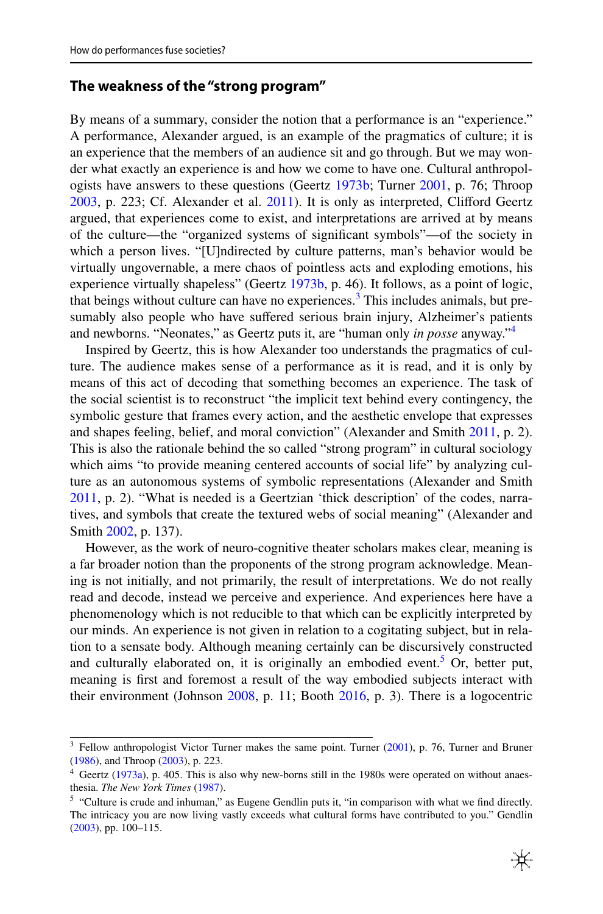## The weakness of the "strong program"

By means of a summary, consider the notion that a performance is an "experience." A performance, Alexander argued, is an example of the pragmatics of culture; it is an experience that the members of an audience sit and go through. But we may wonder what exactly an experience is and how we come to have one. Cultural anthropologists have answers to these questions (Geertz 1973b; Turner 2001, p. 76; Throop 2003, p. 223; Cf. Alexander et al. 2011). It is only as interpreted, Clifford Geertz argued, that experiences come to exist, and interpretations are arrived at by means of the culture—the "organized systems of significant symbols"—of the society in which a person lives. "[U]ndirected by culture patterns, man's behavior would be virtually ungovernable, a mere chaos of pointless acts and exploding emotions, his experience virtually shapeless" (Geertz 1973b, p. 46). It follows, as a point of logic, that beings without culture can have no experiences.[3] This includes animals, but presumably also people who have suffered serious brain injury, Alzheimer's patients and newborns. "Neonates," as Geertz puts it, are "human only *in posse* anyway."[4]

Inspired by Geertz, this is how Alexander too understands the pragmatics of culture. The audience makes sense of a performance as it is read, and it is only by means of this act of decoding that something becomes an experience. The task of the social scientist is to reconstruct "the implicit text behind every contingency, the symbolic gesture that frames every action, and the aesthetic envelope that expresses and shapes feeling, belief, and moral conviction" (Alexander and Smith 2011, p. 2). This is also the rationale behind the so called "strong program" in cultural sociology which aims "to provide meaning centered accounts of social life" by analyzing culture as an autonomous systems of symbolic representations (Alexander and Smith 2011, p. 2). "What is needed is a Geertzian 'thick description' of the codes, narratives, and symbols that create the textured webs of social meaning" (Alexander and Smith 2002, p. 137).

However, as the work of neuro-cognitive theater scholars makes clear, meaning is a far broader notion than the proponents of the strong program acknowledge. Meaning is not initially, and not primarily, the result of interpretations. We do not really read and decode, instead we perceive and experience. And experiences here have a phenomenology which is not reducible to that which can be explicitly interpreted by our minds. An experience is not given in relation to a cogitating subject, but in relation to a sensate body. Although meaning certainly can be discursively constructed and culturally elaborated on, it is originally an embodied event.[5] Or, better put, meaning is first and foremost a result of the way embodied subjects interact with their environment (Johnson 2008, p. 11; Booth 2016, p. 3). There is a logocentric

---

[3] Fellow anthropologist Victor Turner makes the same point. Turner (2001), p. 76, Turner and Bruner (1986), and Throop (2003), p. 223.

[4] Geertz (1973a), p. 405. This is also why new-borns still in the 1980s were operated on without anaesthesia. *The New York Times* (1987).

[5] "Culture is crude and inhuman," as Eugene Gendlin puts it, "in comparison with what we find directly. The intricacy you are now living vastly exceeds what cultural forms have contributed to you." Gendlin (2003), pp. 100–115.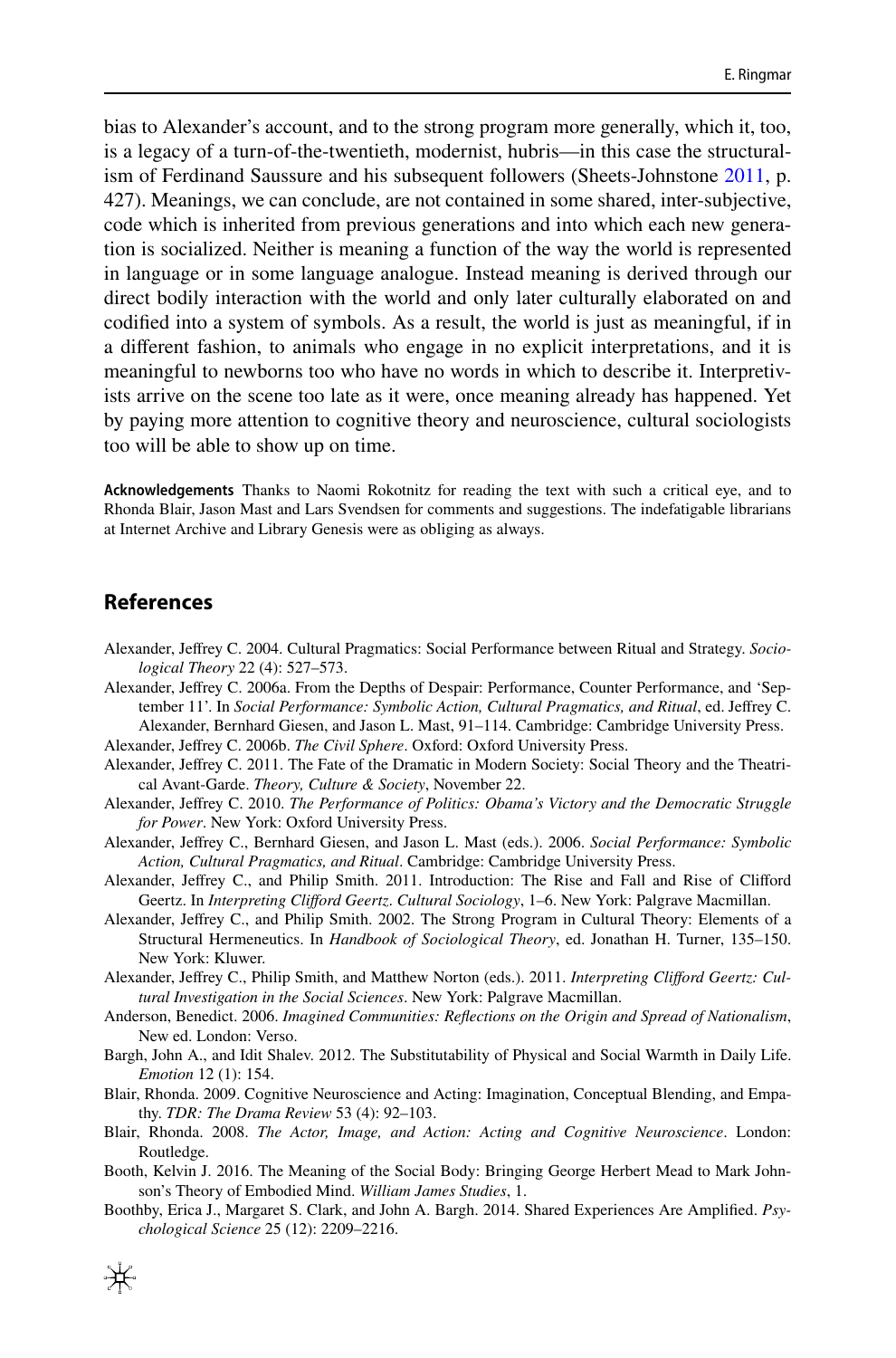bias to Alexander's account, and to the strong program more generally, which it, too, is a legacy of a turn-of-the-twentieth, modernist, hubris—in this case the structuralism of Ferdinand Saussure and his subsequent followers (Sheets-Johnstone 2011, p. 427). Meanings, we can conclude, are not contained in some shared, inter-subjective, code which is inherited from previous generations and into which each new generation is socialized. Neither is meaning a function of the way the world is represented in language or in some language analogue. Instead meaning is derived through our direct bodily interaction with the world and only later culturally elaborated on and codified into a system of symbols. As a result, the world is just as meaningful, if in a different fashion, to animals who engage in no explicit interpretations, and it is meaningful to newborns too who have no words in which to describe it. Interpretivists arrive on the scene too late as it were, once meaning already has happened. Yet by paying more attention to cognitive theory and neuroscience, cultural sociologists too will be able to show up on time.

**Acknowledgements** Thanks to Naomi Rokotnitz for reading the text with such a critical eye, and to Rhonda Blair, Jason Mast and Lars Svendsen for comments and suggestions. The indefatigable librarians at Internet Archive and Library Genesis were as obliging as always.

## References

Alexander, Jeffrey C. 2004. Cultural Pragmatics: Social Performance between Ritual and Strategy. *Sociological Theory* 22 (4): 527–573.

Alexander, Jeffrey C. 2006a. From the Depths of Despair: Performance, Counter Performance, and 'September 11'. In *Social Performance: Symbolic Action, Cultural Pragmatics, and Ritual*, ed. Jeffrey C. Alexander, Bernhard Giesen, and Jason L. Mast, 91–114. Cambridge: Cambridge University Press.

Alexander, Jeffrey C. 2006b. *The Civil Sphere*. Oxford: Oxford University Press.

Alexander, Jeffrey C. 2011. The Fate of the Dramatic in Modern Society: Social Theory and the Theatrical Avant-Garde. *Theory, Culture & Society*, November 22.

Alexander, Jeffrey C. 2010. *The Performance of Politics: Obama's Victory and the Democratic Struggle for Power*. New York: Oxford University Press.

Alexander, Jeffrey C., Bernhard Giesen, and Jason L. Mast (eds.). 2006. *Social Performance: Symbolic Action, Cultural Pragmatics, and Ritual*. Cambridge: Cambridge University Press.

Alexander, Jeffrey C., and Philip Smith. 2011. Introduction: The Rise and Fall and Rise of Clifford Geertz. In *Interpreting Clifford Geertz. Cultural Sociology*, 1–6. New York: Palgrave Macmillan.

Alexander, Jeffrey C., and Philip Smith. 2002. The Strong Program in Cultural Theory: Elements of a Structural Hermeneutics. In *Handbook of Sociological Theory*, ed. Jonathan H. Turner, 135–150. New York: Kluwer.

Alexander, Jeffrey C., Philip Smith, and Matthew Norton (eds.). 2011. *Interpreting Clifford Geertz: Cultural Investigation in the Social Sciences*. New York: Palgrave Macmillan.

Anderson, Benedict. 2006. *Imagined Communities: Reflections on the Origin and Spread of Nationalism*, New ed. London: Verso.

Bargh, John A., and Idit Shalev. 2012. The Substitutability of Physical and Social Warmth in Daily Life. *Emotion* 12 (1): 154.

Blair, Rhonda. 2009. Cognitive Neuroscience and Acting: Imagination, Conceptual Blending, and Empathy. *TDR: The Drama Review* 53 (4): 92–103.

Blair, Rhonda. 2008. *The Actor, Image, and Action: Acting and Cognitive Neuroscience*. London: Routledge.

Booth, Kelvin J. 2016. The Meaning of the Social Body: Bringing George Herbert Mead to Mark Johnson's Theory of Embodied Mind. *William James Studies*, 1.

Boothby, Erica J., Margaret S. Clark, and John A. Bargh. 2014. Shared Experiences Are Amplified. *Psychological Science* 25 (12): 2209–2216.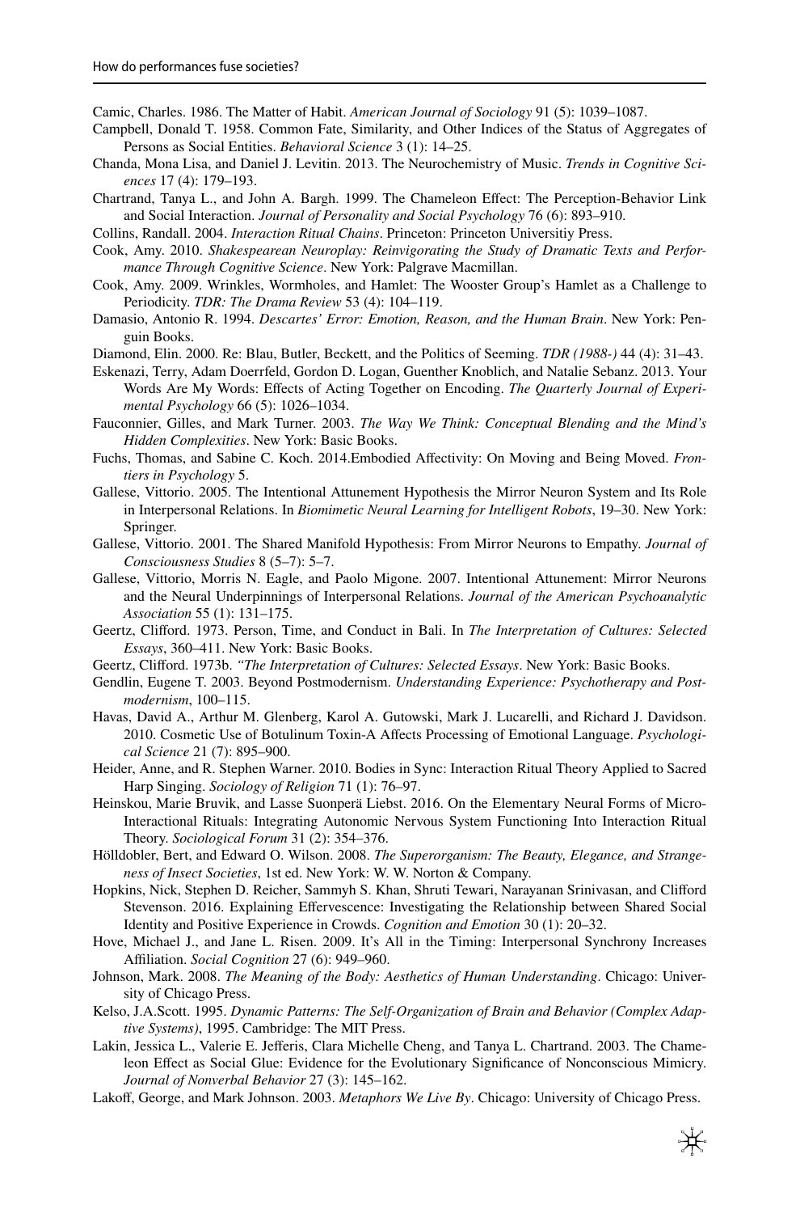Camic, Charles. 1986. The Matter of Habit. *American Journal of Sociology* 91 (5): 1039–1087.

Campbell, Donald T. 1958. Common Fate, Similarity, and Other Indices of the Status of Aggregates of Persons as Social Entities. *Behavioral Science* 3 (1): 14–25.

Chanda, Mona Lisa, and Daniel J. Levitin. 2013. The Neurochemistry of Music. *Trends in Cognitive Sciences* 17 (4): 179–193.

Chartrand, Tanya L., and John A. Bargh. 1999. The Chameleon Effect: The Perception-Behavior Link and Social Interaction. *Journal of Personality and Social Psychology* 76 (6): 893–910.

Collins, Randall. 2004. *Interaction Ritual Chains*. Princeton: Princeton Universitiy Press.

Cook, Amy. 2010. *Shakespearean Neuroplay: Reinvigorating the Study of Dramatic Texts and Performance Through Cognitive Science*. New York: Palgrave Macmillan.

Cook, Amy. 2009. Wrinkles, Wormholes, and Hamlet: The Wooster Group's Hamlet as a Challenge to Periodicity. *TDR: The Drama Review* 53 (4): 104–119.

Damasio, Antonio R. 1994. *Descartes' Error: Emotion, Reason, and the Human Brain*. New York: Penguin Books.

Diamond, Elin. 2000. Re: Blau, Butler, Beckett, and the Politics of Seeming. *TDR (1988-)* 44 (4): 31–43.

Eskenazi, Terry, Adam Doerrfeld, Gordon D. Logan, Guenther Knoblich, and Natalie Sebanz. 2013. Your Words Are My Words: Effects of Acting Together on Encoding. *The Quarterly Journal of Experimental Psychology* 66 (5): 1026–1034.

Fauconnier, Gilles, and Mark Turner. 2003. *The Way We Think: Conceptual Blending and the Mind's Hidden Complexities*. New York: Basic Books.

Fuchs, Thomas, and Sabine C. Koch. 2014.Embodied Affectivity: On Moving and Being Moved. *Frontiers in Psychology* 5.

Gallese, Vittorio. 2005. The Intentional Attunement Hypothesis the Mirror Neuron System and Its Role in Interpersonal Relations. In *Biomimetic Neural Learning for Intelligent Robots*, 19–30. New York: Springer.

Gallese, Vittorio. 2001. The Shared Manifold Hypothesis: From Mirror Neurons to Empathy. *Journal of Consciousness Studies* 8 (5–7): 5–7.

Gallese, Vittorio, Morris N. Eagle, and Paolo Migone. 2007. Intentional Attunement: Mirror Neurons and the Neural Underpinnings of Interpersonal Relations. *Journal of the American Psychoanalytic Association* 55 (1): 131–175.

Geertz, Clifford. 1973. Person, Time, and Conduct in Bali. In *The Interpretation of Cultures: Selected Essays*, 360–411. New York: Basic Books.

Geertz, Clifford. 1973b. *"The Interpretation of Cultures: Selected Essays*. New York: Basic Books.

Gendlin, Eugene T. 2003. Beyond Postmodernism. *Understanding Experience: Psychotherapy and Postmodernism*, 100–115.

Havas, David A., Arthur M. Glenberg, Karol A. Gutowski, Mark J. Lucarelli, and Richard J. Davidson. 2010. Cosmetic Use of Botulinum Toxin-A Affects Processing of Emotional Language. *Psychological Science* 21 (7): 895–900.

Heider, Anne, and R. Stephen Warner. 2010. Bodies in Sync: Interaction Ritual Theory Applied to Sacred Harp Singing. *Sociology of Religion* 71 (1): 76–97.

Heinskou, Marie Bruvik, and Lasse Suonperä Liebst. 2016. On the Elementary Neural Forms of Micro-Interactional Rituals: Integrating Autonomic Nervous System Functioning Into Interaction Ritual Theory. *Sociological Forum* 31 (2): 354–376.

Hölldobler, Bert, and Edward O. Wilson. 2008. *The Superorganism: The Beauty, Elegance, and Strangeness of Insect Societies*, 1st ed. New York: W. W. Norton & Company.

Hopkins, Nick, Stephen D. Reicher, Sammyh S. Khan, Shruti Tewari, Narayanan Srinivasan, and Clifford Stevenson. 2016. Explaining Effervescence: Investigating the Relationship between Shared Social Identity and Positive Experience in Crowds. *Cognition and Emotion* 30 (1): 20–32.

Hove, Michael J., and Jane L. Risen. 2009. It's All in the Timing: Interpersonal Synchrony Increases Affiliation. *Social Cognition* 27 (6): 949–960.

Johnson, Mark. 2008. *The Meaning of the Body: Aesthetics of Human Understanding*. Chicago: University of Chicago Press.

Kelso, J.A.Scott. 1995. *Dynamic Patterns: The Self-Organization of Brain and Behavior (Complex Adaptive Systems)*, 1995. Cambridge: The MIT Press.

Lakin, Jessica L., Valerie E. Jefferis, Clara Michelle Cheng, and Tanya L. Chartrand. 2003. The Chameleon Effect as Social Glue: Evidence for the Evolutionary Significance of Nonconscious Mimicry. *Journal of Nonverbal Behavior* 27 (3): 145–162.

Lakoff, George, and Mark Johnson. 2003. *Metaphors We Live By*. Chicago: University of Chicago Press.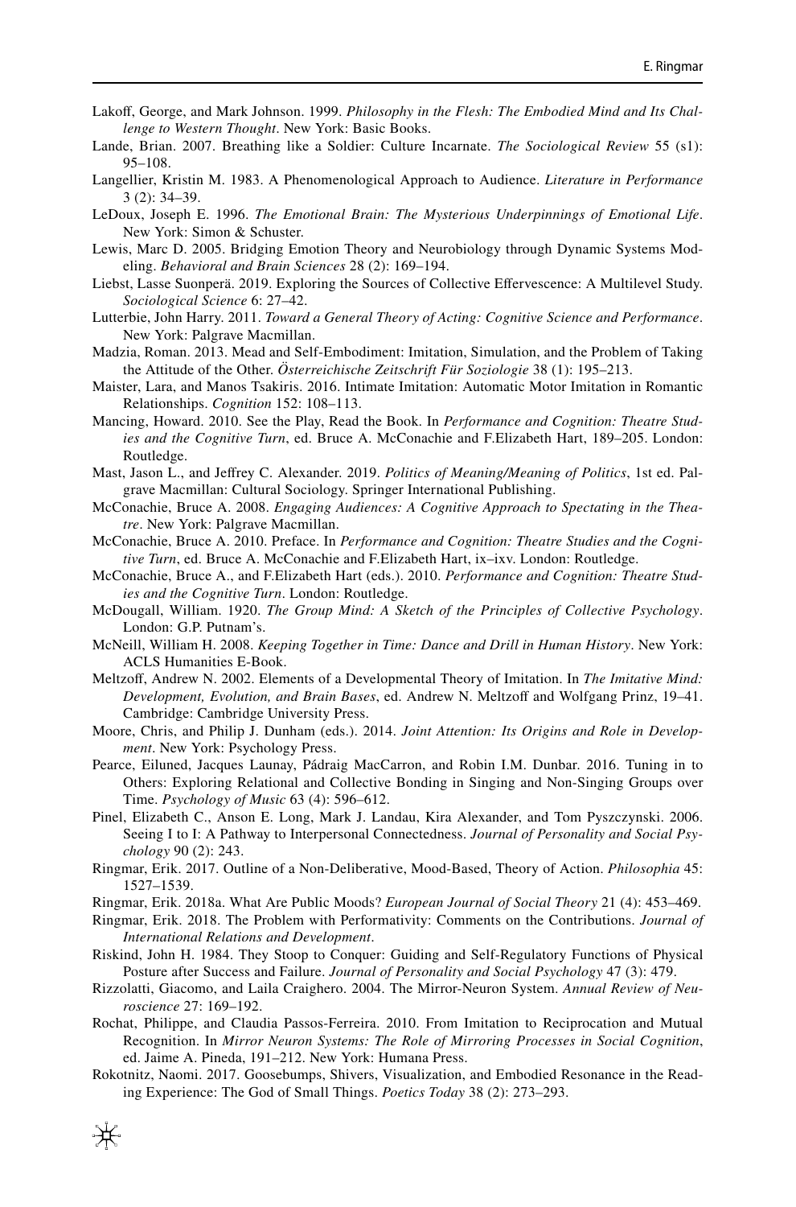Lakoff, George, and Mark Johnson. 1999. *Philosophy in the Flesh: The Embodied Mind and Its Challenge to Western Thought*. New York: Basic Books.

Lande, Brian. 2007. Breathing like a Soldier: Culture Incarnate. *The Sociological Review* 55 (s1): 95–108.

Langellier, Kristin M. 1983. A Phenomenological Approach to Audience. *Literature in Performance* 3 (2): 34–39.

LeDoux, Joseph E. 1996. *The Emotional Brain: The Mysterious Underpinnings of Emotional Life*. New York: Simon & Schuster.

Lewis, Marc D. 2005. Bridging Emotion Theory and Neurobiology through Dynamic Systems Modeling. *Behavioral and Brain Sciences* 28 (2): 169–194.

Liebst, Lasse Suonperä. 2019. Exploring the Sources of Collective Effervescence: A Multilevel Study. *Sociological Science* 6: 27–42.

Lutterbie, John Harry. 2011. *Toward a General Theory of Acting: Cognitive Science and Performance*. New York: Palgrave Macmillan.

Madzia, Roman. 2013. Mead and Self-Embodiment: Imitation, Simulation, and the Problem of Taking the Attitude of the Other. *Österreichische Zeitschrift Für Soziologie* 38 (1): 195–213.

Maister, Lara, and Manos Tsakiris. 2016. Intimate Imitation: Automatic Motor Imitation in Romantic Relationships. *Cognition* 152: 108–113.

Mancing, Howard. 2010. See the Play, Read the Book. In *Performance and Cognition: Theatre Studies and the Cognitive Turn*, ed. Bruce A. McConachie and F.Elizabeth Hart, 189–205. London: Routledge.

Mast, Jason L., and Jeffrey C. Alexander. 2019. *Politics of Meaning/Meaning of Politics*, 1st ed. Palgrave Macmillan: Cultural Sociology. Springer International Publishing.

McConachie, Bruce A. 2008. *Engaging Audiences: A Cognitive Approach to Spectating in the Theatre*. New York: Palgrave Macmillan.

McConachie, Bruce A. 2010. Preface. In *Performance and Cognition: Theatre Studies and the Cognitive Turn*, ed. Bruce A. McConachie and F.Elizabeth Hart, ix–ixv. London: Routledge.

McConachie, Bruce A., and F.Elizabeth Hart (eds.). 2010. *Performance and Cognition: Theatre Studies and the Cognitive Turn*. London: Routledge.

McDougall, William. 1920. *The Group Mind: A Sketch of the Principles of Collective Psychology*. London: G.P. Putnam's.

McNeill, William H. 2008. *Keeping Together in Time: Dance and Drill in Human History*. New York: ACLS Humanities E-Book.

Meltzoff, Andrew N. 2002. Elements of a Developmental Theory of Imitation. In *The Imitative Mind: Development, Evolution, and Brain Bases*, ed. Andrew N. Meltzoff and Wolfgang Prinz, 19–41. Cambridge: Cambridge University Press.

Moore, Chris, and Philip J. Dunham (eds.). 2014. *Joint Attention: Its Origins and Role in Development*. New York: Psychology Press.

Pearce, Eiluned, Jacques Launay, Pádraig MacCarron, and Robin I.M. Dunbar. 2016. Tuning in to Others: Exploring Relational and Collective Bonding in Singing and Non-Singing Groups over Time. *Psychology of Music* 63 (4): 596–612.

Pinel, Elizabeth C., Anson E. Long, Mark J. Landau, Kira Alexander, and Tom Pyszczynski. 2006. Seeing I to I: A Pathway to Interpersonal Connectedness. *Journal of Personality and Social Psychology* 90 (2): 243.

Ringmar, Erik. 2017. Outline of a Non-Deliberative, Mood-Based, Theory of Action. *Philosophia* 45: 1527–1539.

Ringmar, Erik. 2018a. What Are Public Moods? *European Journal of Social Theory* 21 (4): 453–469.

Ringmar, Erik. 2018. The Problem with Performativity: Comments on the Contributions. *Journal of International Relations and Development*.

Riskind, John H. 1984. They Stoop to Conquer: Guiding and Self-Regulatory Functions of Physical Posture after Success and Failure. *Journal of Personality and Social Psychology* 47 (3): 479.

Rizzolatti, Giacomo, and Laila Craighero. 2004. The Mirror-Neuron System. *Annual Review of Neuroscience* 27: 169–192.

Rochat, Philippe, and Claudia Passos-Ferreira. 2010. From Imitation to Reciprocation and Mutual Recognition. In *Mirror Neuron Systems: The Role of Mirroring Processes in Social Cognition*, ed. Jaime A. Pineda, 191–212. New York: Humana Press.

Rokotnitz, Naomi. 2017. Goosebumps, Shivers, Visualization, and Embodied Resonance in the Reading Experience: The God of Small Things. *Poetics Today* 38 (2): 273–293.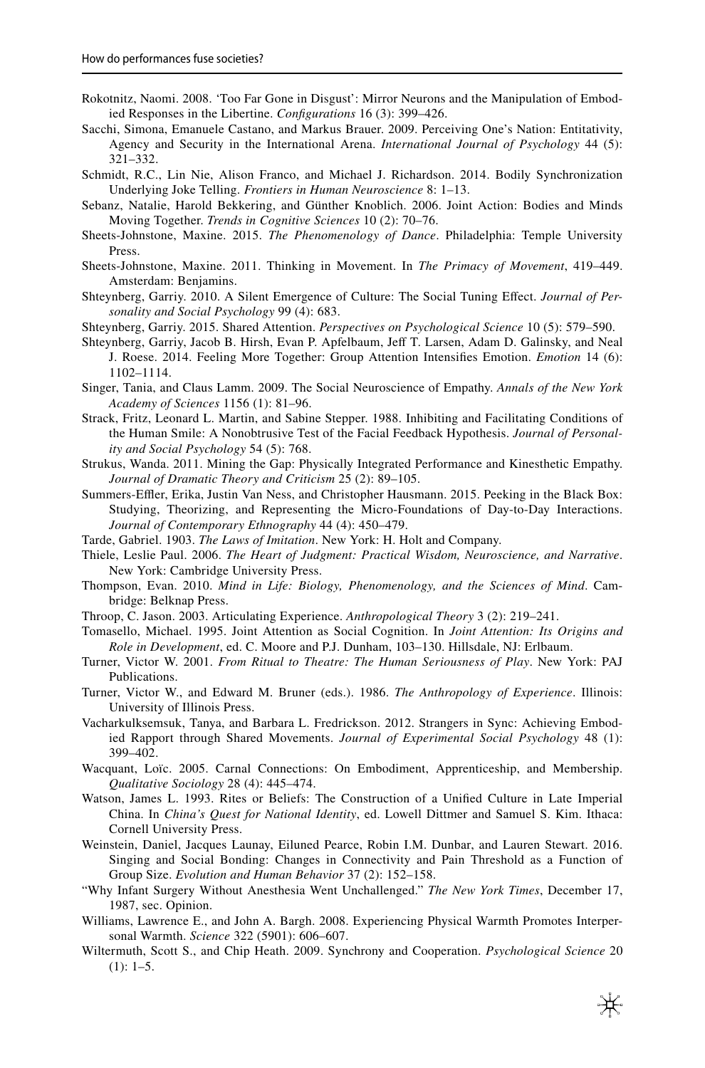Rokotnitz, Naomi. 2008. 'Too Far Gone in Disgust': Mirror Neurons and the Manipulation of Embodied Responses in the Libertine. *Configurations* 16 (3): 399–426.

Sacchi, Simona, Emanuele Castano, and Markus Brauer. 2009. Perceiving One's Nation: Entitativity, Agency and Security in the International Arena. *International Journal of Psychology* 44 (5): 321–332.

Schmidt, R.C., Lin Nie, Alison Franco, and Michael J. Richardson. 2014. Bodily Synchronization Underlying Joke Telling. *Frontiers in Human Neuroscience* 8: 1–13.

Sebanz, Natalie, Harold Bekkering, and Günther Knoblich. 2006. Joint Action: Bodies and Minds Moving Together. *Trends in Cognitive Sciences* 10 (2): 70–76.

Sheets-Johnstone, Maxine. 2015. *The Phenomenology of Dance*. Philadelphia: Temple University Press.

Sheets-Johnstone, Maxine. 2011. Thinking in Movement. In *The Primacy of Movement*, 419–449. Amsterdam: Benjamins.

Shteynberg, Garriy. 2010. A Silent Emergence of Culture: The Social Tuning Effect. *Journal of Personality and Social Psychology* 99 (4): 683.

Shteynberg, Garriy. 2015. Shared Attention. *Perspectives on Psychological Science* 10 (5): 579–590.

Shteynberg, Garriy, Jacob B. Hirsh, Evan P. Apfelbaum, Jeff T. Larsen, Adam D. Galinsky, and Neal J. Roese. 2014. Feeling More Together: Group Attention Intensifies Emotion. *Emotion* 14 (6): 1102–1114.

Singer, Tania, and Claus Lamm. 2009. The Social Neuroscience of Empathy. *Annals of the New York Academy of Sciences* 1156 (1): 81–96.

Strack, Fritz, Leonard L. Martin, and Sabine Stepper. 1988. Inhibiting and Facilitating Conditions of the Human Smile: A Nonobtrusive Test of the Facial Feedback Hypothesis. *Journal of Personality and Social Psychology* 54 (5): 768.

Strukus, Wanda. 2011. Mining the Gap: Physically Integrated Performance and Kinesthetic Empathy. *Journal of Dramatic Theory and Criticism* 25 (2): 89–105.

Summers-Effler, Erika, Justin Van Ness, and Christopher Hausmann. 2015. Peeking in the Black Box: Studying, Theorizing, and Representing the Micro-Foundations of Day-to-Day Interactions. *Journal of Contemporary Ethnography* 44 (4): 450–479.

Tarde, Gabriel. 1903. *The Laws of Imitation*. New York: H. Holt and Company.

Thiele, Leslie Paul. 2006. *The Heart of Judgment: Practical Wisdom, Neuroscience, and Narrative*. New York: Cambridge University Press.

Thompson, Evan. 2010. *Mind in Life: Biology, Phenomenology, and the Sciences of Mind*. Cambridge: Belknap Press.

Throop, C. Jason. 2003. Articulating Experience. *Anthropological Theory* 3 (2): 219–241.

Tomasello, Michael. 1995. Joint Attention as Social Cognition. In *Joint Attention: Its Origins and Role in Development*, ed. C. Moore and P.J. Dunham, 103–130. Hillsdale, NJ: Erlbaum.

Turner, Victor W. 2001. *From Ritual to Theatre: The Human Seriousness of Play*. New York: PAJ Publications.

Turner, Victor W., and Edward M. Bruner (eds.). 1986. *The Anthropology of Experience*. Illinois: University of Illinois Press.

Vacharkulksemsuk, Tanya, and Barbara L. Fredrickson. 2012. Strangers in Sync: Achieving Embodied Rapport through Shared Movements. *Journal of Experimental Social Psychology* 48 (1): 399–402.

Wacquant, Loïc. 2005. Carnal Connections: On Embodiment, Apprenticeship, and Membership. *Qualitative Sociology* 28 (4): 445–474.

Watson, James L. 1993. Rites or Beliefs: The Construction of a Unified Culture in Late Imperial China. In *China's Quest for National Identity*, ed. Lowell Dittmer and Samuel S. Kim. Ithaca: Cornell University Press.

Weinstein, Daniel, Jacques Launay, Eiluned Pearce, Robin I.M. Dunbar, and Lauren Stewart. 2016. Singing and Social Bonding: Changes in Connectivity and Pain Threshold as a Function of Group Size. *Evolution and Human Behavior* 37 (2): 152–158.

"Why Infant Surgery Without Anesthesia Went Unchallenged." *The New York Times*, December 17, 1987, sec. Opinion.

Williams, Lawrence E., and John A. Bargh. 2008. Experiencing Physical Warmth Promotes Interpersonal Warmth. *Science* 322 (5901): 606–607.

Wiltermuth, Scott S., and Chip Heath. 2009. Synchrony and Cooperation. *Psychological Science* 20 (1): 1–5.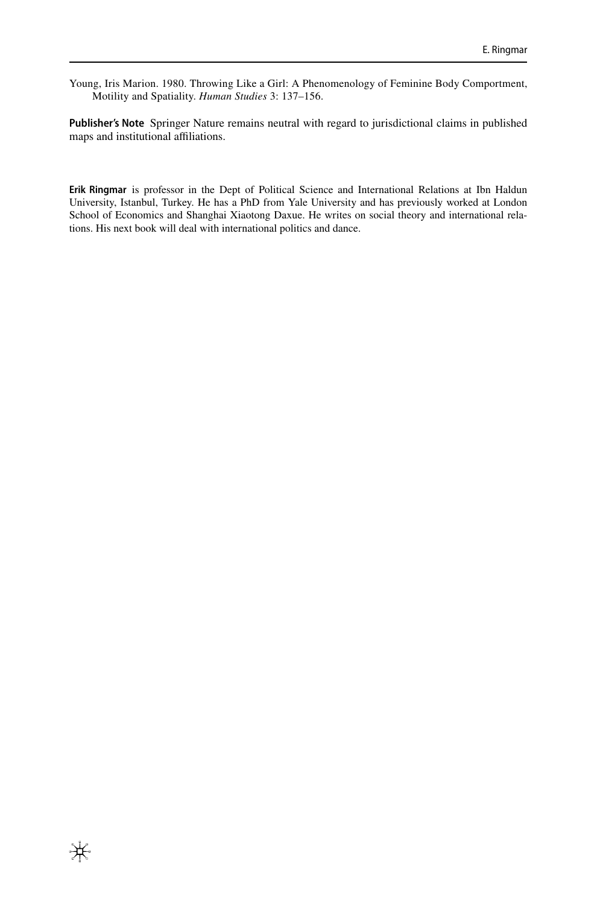Young, Iris Marion. 1980. Throwing Like a Girl: A Phenomenology of Feminine Body Comportment, Motility and Spatiality. *Human Studies* 3: 137–156.

**Publisher's Note** Springer Nature remains neutral with regard to jurisdictional claims in published maps and institutional affiliations.

**Erik Ringmar** is professor in the Dept of Political Science and International Relations at Ibn Haldun University, Istanbul, Turkey. He has a PhD from Yale University and has previously worked at London School of Economics and Shanghai Xiaotong Daxue. He writes on social theory and international relations. His next book will deal with international politics and dance.